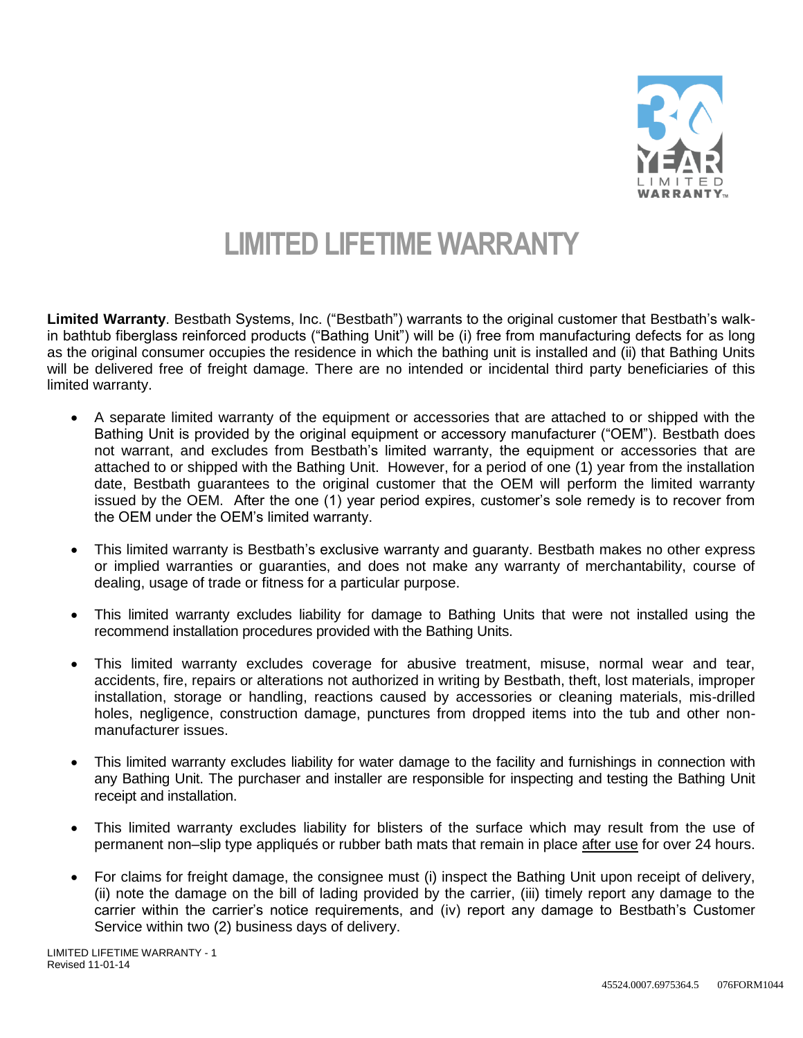# LIMITED LIFETIME WARRANTY

**Limited Warranty**. Bestbath Systems, Inc. ("Bestbath") warrants to the original customer that Bestbath's walk-in bathtub fiberglass reinforced products ("Bathing Unit") will be (i) free from manufacturing defects for as long as the original consumer occupies the residence in which the bathing unit is installed and (ii) that Bathing Units will be delivered free of freight damage. There are no intended or incidental third party beneficiaries of this limited warranty.

- A separate limited warranty of the equipment or accessories that are attached to or shipped with the Bathing Unit is provided by the original equipment or accessory manufacturer ("OEM"). Bestbath does not warrant, and excludes from Bestbath's limited warranty, the equipment or accessories that are attached to or shipped with the Bathing Unit. However, for a period of one (1) year from the installation date, Bestbath guarantees to the original customer that the OEM will perform the limited warranty issued by the OEM. After the one (1) year period expires, customer's sole remedy is to recover from the OEM under the OEM's limited warranty.

- This limited warranty is Bestbath's exclusive warranty and guaranty. Bestbath makes no other express or implied warranties or guaranties, and does not make any warranty of merchantability, course of dealing, usage of trade or fitness for a particular purpose.

- This limited warranty excludes liability for damage to Bathing Units that were not installed using the recommend installation procedures provided with the Bathing Units.

- This limited warranty excludes coverage for abusive treatment, misuse, normal wear and tear, accidents, fire, repairs or alterations not authorized in writing by Bestbath, theft, lost materials, improper installation, storage or handling, reactions caused by accessories or cleaning materials, mis-drilled holes, negligence, construction damage, punctures from dropped items into the tub and other non-manufacturer issues.

- This limited warranty excludes liability for water damage to the facility and furnishings in connection with any Bathing Unit. The purchaser and installer are responsible for inspecting and testing the Bathing Unit receipt and installation.

- This limited warranty excludes liability for blisters of the surface which may result from the use of permanent non–slip type appliqués or rubber bath mats that remain in place after use for over 24 hours.

- For claims for freight damage, the consignee must (i) inspect the Bathing Unit upon receipt of delivery, (ii) note the damage on the bill of lading provided by the carrier, (iii) timely report any damage to the carrier within the carrier's notice requirements, and (iv) report any damage to Bestbath's Customer Service within two (2) business days of delivery.

Revised 11-01-14

45524.0007.6975364.5 076FORM1044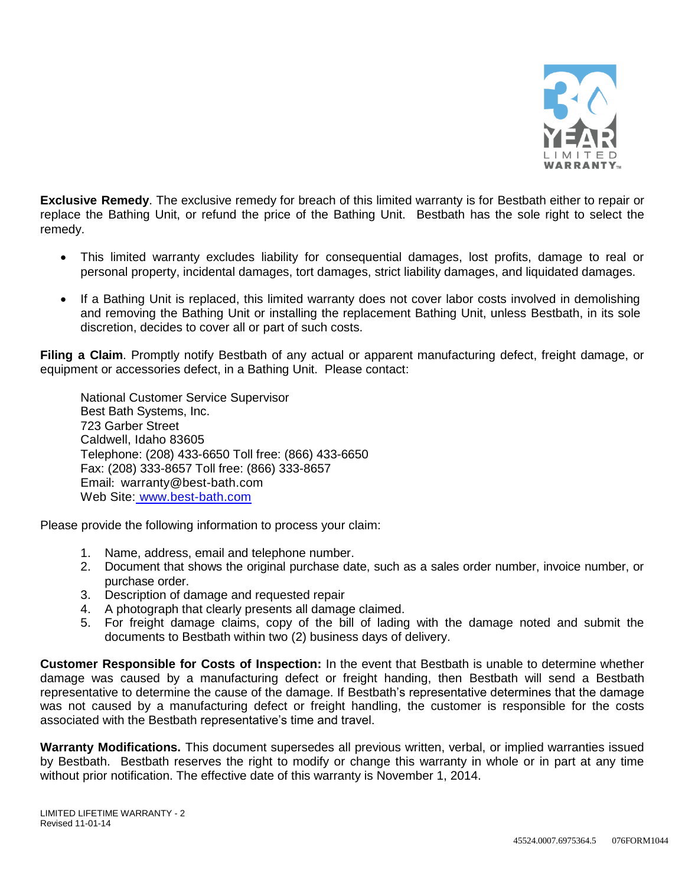**Exclusive Remedy**. The exclusive remedy for breach of this limited warranty is for Bestbath either to repair or replace the Bathing Unit, or refund the price of the Bathing Unit. Bestbath has the sole right to select the remedy.

- This limited warranty excludes liability for consequential damages, lost profits, damage to real or personal property, incidental damages, tort damages, strict liability damages, and liquidated damages.
- If a Bathing Unit is replaced, this limited warranty does not cover labor costs involved in demolishing and removing the Bathing Unit or installing the replacement Bathing Unit, unless Bestbath, in its sole discretion, decides to cover all or part of such costs.

**Filing a Claim**. Promptly notify Bestbath of any actual or apparent manufacturing defect, freight damage, or equipment or accessories defect, in a Bathing Unit. Please contact:

National Customer Service Supervisor
Best Bath Systems, Inc.
723 Garber Street
Caldwell, Idaho 83605
Telephone: (208) 433-6650 Toll free: (866) 433-6650
Fax: (208) 333-8657 Toll free: (866) 333-8657
Email: warranty@best-bath.com
Web Site: www.best-bath.com

Please provide the following information to process your claim:

1. Name, address, email and telephone number.
2. Document that shows the original purchase date, such as a sales order number, invoice number, or purchase order.
3. Description of damage and requested repair
4. A photograph that clearly presents all damage claimed.
5. For freight damage claims, copy of the bill of lading with the damage noted and submit the documents to Bestbath within two (2) business days of delivery.

**Customer Responsible for Costs of Inspection:** In the event that Bestbath is unable to determine whether damage was caused by a manufacturing defect or freight handing, then Bestbath will send a Bestbath representative to determine the cause of the damage. If Bestbath's representative determines that the damage was not caused by a manufacturing defect or freight handling, the customer is responsible for the costs associated with the Bestbath representative's time and travel.

**Warranty Modifications.** This document supersedes all previous written, verbal, or implied warranties issued by Bestbath. Bestbath reserves the right to modify or change this warranty in whole or in part at any time without prior notification. The effective date of this warranty is November 1, 2014.

LIMITED LIFETIME WARRANTY - 2
Revised 11-01-14

45524.0007.6975364.5 076FORM1044